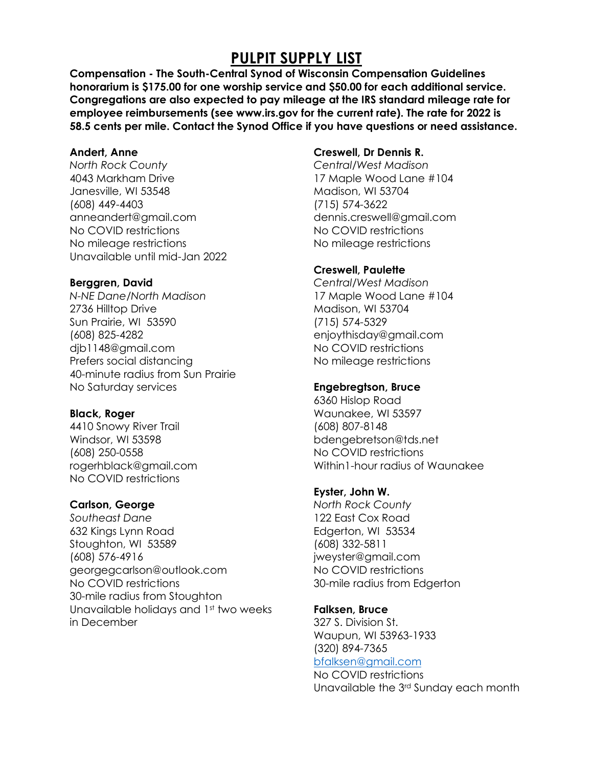# PULPIT SUPPLY LIST

**Compensation - The South-Central Synod of Wisconsin Compensation Guidelines honorarium is $175.00 for one worship service and $50.00 for each additional service. Congregations are also expected to pay mileage at the IRS standard mileage rate for employee reimbursements (see www.irs.gov for the current rate). The rate for 2022 is 58.5 cents per mile. Contact the Synod Office if you have questions or need assistance.**

**Andert, Anne**
*North Rock County*
4043 Markham Drive
Janesville, WI 53548
(608) 449-4403
anneandert@gmail.com
No COVID restrictions
No mileage restrictions
Unavailable until mid-Jan 2022

**Berggren, David**
*N-NE Dane/North Madison*
2736 Hilltop Drive
Sun Prairie, WI 53590
(608) 825-4282
djb1148@gmail.com
Prefers social distancing
40-minute radius from Sun Prairie
No Saturday services

**Black, Roger**
4410 Snowy River Trail
Windsor, WI 53598
(608) 250-0558
rogerhblack@gmail.com
No COVID restrictions

**Carlson, George**
*Southeast Dane*
632 Kings Lynn Road
Stoughton, WI 53589
(608) 576-4916
georgegcarlson@outlook.com
No COVID restrictions
30-mile radius from Stoughton
Unavailable holidays and 1st two weeks in December

**Creswell, Dr Dennis R.**
*Central/West Madison*
17 Maple Wood Lane #104
Madison, WI 53704
(715) 574-3622
dennis.creswell@gmail.com
No COVID restrictions
No mileage restrictions

**Creswell, Paulette**
*Central/West Madison*
17 Maple Wood Lane #104
Madison, WI 53704
(715) 574-5329
enjoythisday@gmail.com
No COVID restrictions
No mileage restrictions

**Engebregtson, Bruce**
6360 Hislop Road
Waunakee, WI 53597
(608) 807-8148
bdengebretson@tds.net
No COVID restrictions
Within1-hour radius of Waunakee

**Eyster, John W.**
*North Rock County*
122 East Cox Road
Edgerton, WI 53534
(608) 332-5811
jweyster@gmail.com
No COVID restrictions
30-mile radius from Edgerton

**Falksen, Bruce**
327 S. Division St.
Waupun, WI 53963-1933
(320) 894-7365
bfalksen@gmail.com
No COVID restrictions
Unavailable the 3rd Sunday each month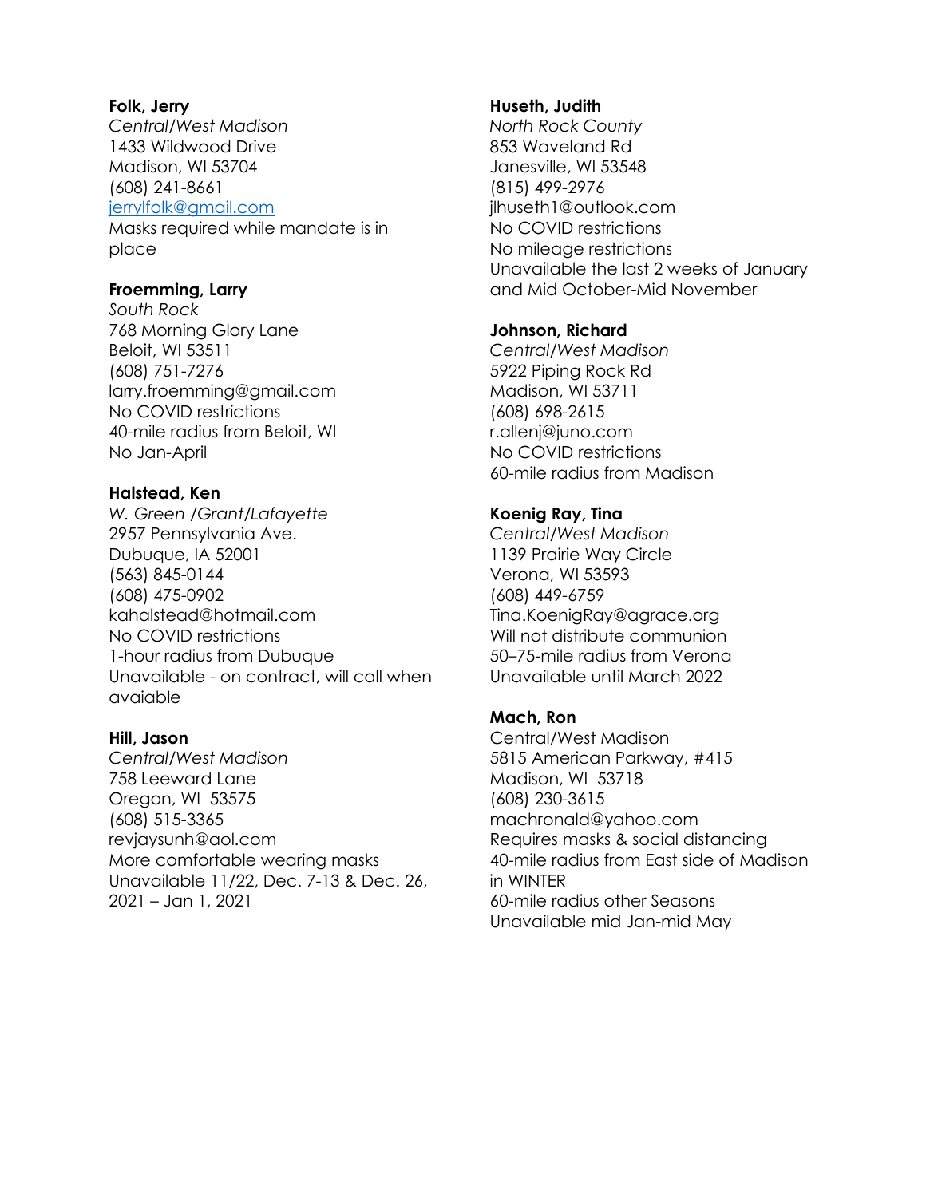**Folk, Jerry**
*Central/West Madison*
1433 Wildwood Drive
Madison, WI 53704
(608) 241-8661
jerrylfolk@gmail.com
Masks required while mandate is in place

**Froemming, Larry**
*South Rock*
768 Morning Glory Lane
Beloit, WI 53511
(608) 751-7276
larry.froemming@gmail.com
No COVID restrictions
40-mile radius from Beloit, WI
No Jan-April

**Halstead, Ken**
*W. Green /Grant/Lafayette*
2957 Pennsylvania Ave.
Dubuque, IA 52001
(563) 845-0144
(608) 475-0902
kahalstead@hotmail.com
No COVID restrictions
1-hour radius from Dubuque
Unavailable - on contract, will call when avaiable

**Hill, Jason**
*Central/West Madison*
758 Leeward Lane
Oregon, WI 53575
(608) 515-3365
revjaysunh@aol.com
More comfortable wearing masks
Unavailable 11/22, Dec. 7-13 & Dec. 26, 2021 – Jan 1, 2021

**Huseth, Judith**
*North Rock County*
853 Waveland Rd
Janesville, WI 53548
(815) 499-2976
jlhuseth1@outlook.com
No COVID restrictions
No mileage restrictions
Unavailable the last 2 weeks of January and Mid October-Mid November

**Johnson, Richard**
*Central/West Madison*
5922 Piping Rock Rd
Madison, WI 53711
(608) 698-2615
r.allenj@juno.com
No COVID restrictions
60-mile radius from Madison

**Koenig Ray, Tina**
*Central/West Madison*
1139 Prairie Way Circle
Verona, WI 53593
(608) 449-6759
Tina.KoenigRay@agrace.org
Will not distribute communion
50–75-mile radius from Verona
Unavailable until March 2022

**Mach, Ron**
Central/West Madison
5815 American Parkway, #415
Madison, WI 53718
(608) 230-3615
machronald@yahoo.com
Requires masks & social distancing
40-mile radius from East side of Madison in WINTER
60-mile radius other Seasons
Unavailable mid Jan-mid May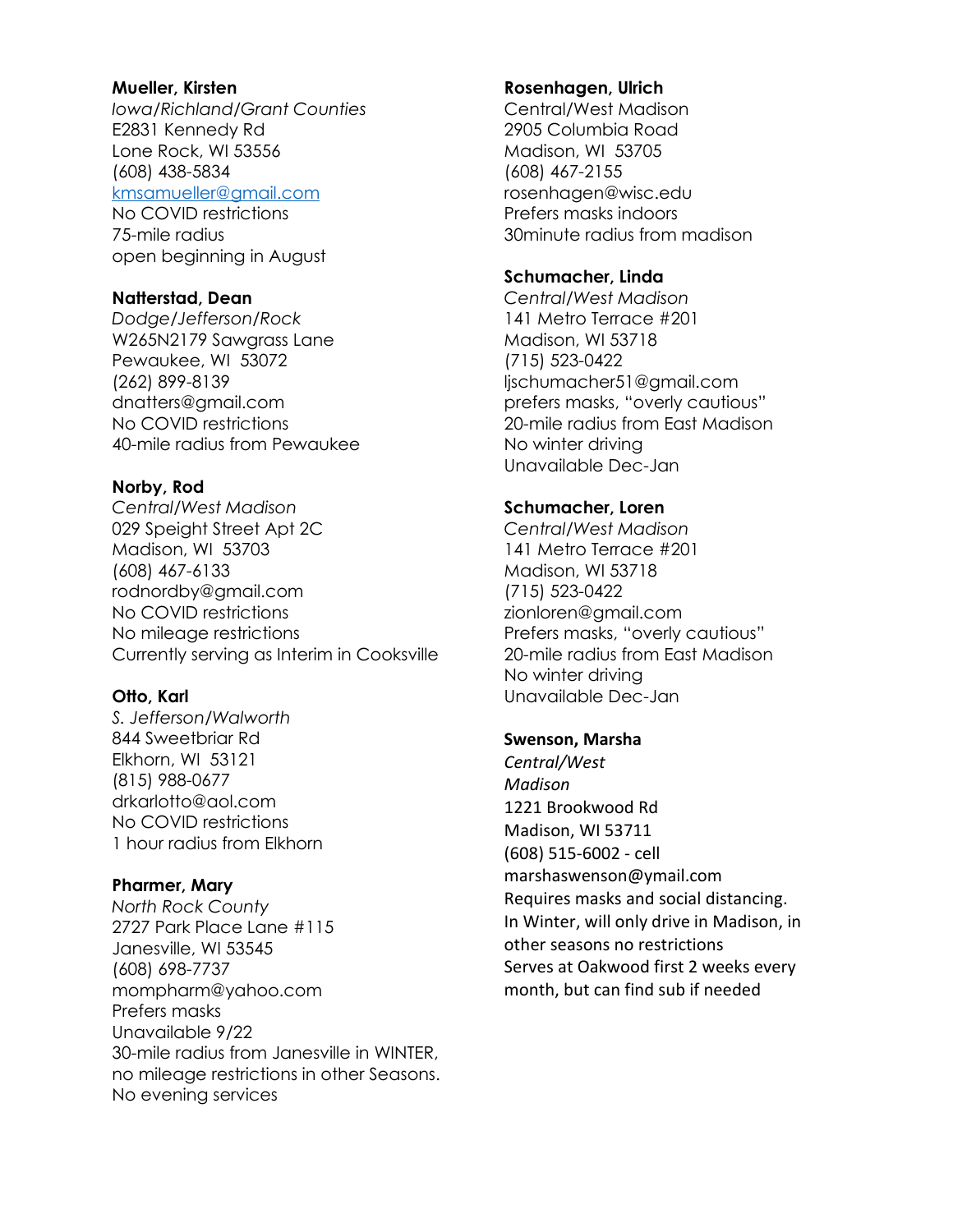**Mueller, Kirsten**
*Iowa/Richland/Grant Counties*
E2831 Kennedy Rd
Lone Rock, WI 53556
(608) 438-5834
kmsamueller@gmail.com
No COVID restrictions
75-mile radius
open beginning in August

**Natterstad, Dean**
*Dodge/Jefferson/Rock*
W265N2179 Sawgrass Lane
Pewaukee, WI 53072
(262) 899-8139
dnatters@gmail.com
No COVID restrictions
40-mile radius from Pewaukee

**Norby, Rod**
*Central/West Madison*
029 Speight Street Apt 2C
Madison, WI 53703
(608) 467-6133
rodnordby@gmail.com
No COVID restrictions
No mileage restrictions
Currently serving as Interim in Cooksville

**Otto, Karl**
*S. Jefferson/Walworth*
844 Sweetbriar Rd
Elkhorn, WI 53121
(815) 988-0677
drkarlotto@aol.com
No COVID restrictions
1 hour radius from Elkhorn

**Pharmer, Mary**
*North Rock County*
2727 Park Place Lane #115
Janesville, WI 53545
(608) 698-7737
mompharm@yahoo.com
Prefers masks
Unavailable 9/22
30-mile radius from Janesville in WINTER, no mileage restrictions in other Seasons.
No evening services

**Rosenhagen, Ulrich**
Central/West Madison
2905 Columbia Road
Madison, WI 53705
(608) 467-2155
rosenhagen@wisc.edu
Prefers masks indoors
30minute radius from madison

**Schumacher, Linda**
*Central/West Madison*
141 Metro Terrace #201
Madison, WI 53718
(715) 523-0422
ljschumacher51@gmail.com
prefers masks, "overly cautious"
20-mile radius from East Madison
No winter driving
Unavailable Dec-Jan

**Schumacher, Loren**
*Central/West Madison*
141 Metro Terrace #201
Madison, WI 53718
(715) 523-0422
zionloren@gmail.com
Prefers masks, "overly cautious"
20-mile radius from East Madison
No winter driving
Unavailable Dec-Jan

**Swenson, Marsha**
*Central/West Madison*
1221 Brookwood Rd
Madison, WI 53711
(608) 515-6002 - cell
marshaswenson@ymail.com
Requires masks and social distancing.
In Winter, will only drive in Madison, in other seasons no restrictions
Serves at Oakwood first 2 weeks every month, but can find sub if needed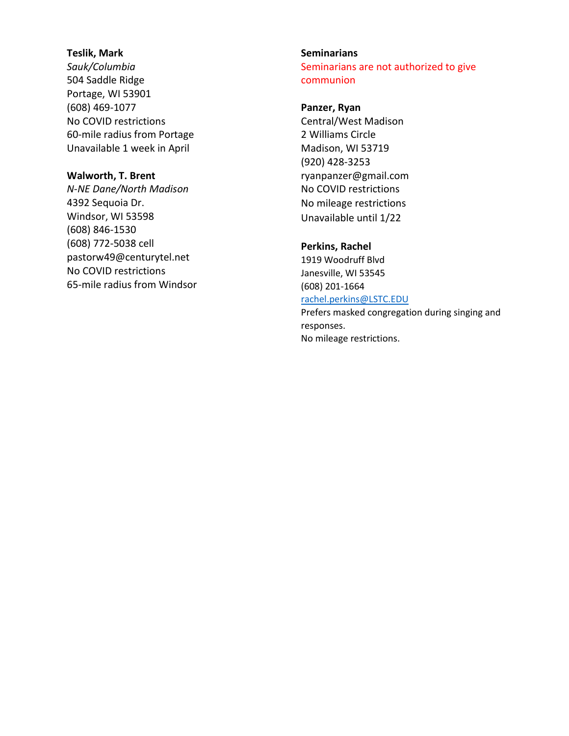**Teslik, Mark**
*Sauk/Columbia*
504 Saddle Ridge
Portage, WI 53901
(608) 469-1077
No COVID restrictions
60-mile radius from Portage
Unavailable 1 week in April

**Walworth, T. Brent**
*N-NE Dane/North Madison*
4392 Sequoia Dr.
Windsor, WI 53598
(608) 846-1530
(608) 772-5038 cell
pastorw49@centurytel.net
No COVID restrictions
65-mile radius from Windsor

**Seminarians**
Seminarians are not authorized to give communion

**Panzer, Ryan**
Central/West Madison
2 Williams Circle
Madison, WI 53719
(920) 428-3253
ryanpanzer@gmail.com
No COVID restrictions
No mileage restrictions
Unavailable until 1/22

**Perkins, Rachel**
1919 Woodruff Blvd
Janesville, WI 53545
(608) 201-1664
rachel.perkins@LSTC.EDU
Prefers masked congregation during singing and responses.
No mileage restrictions.